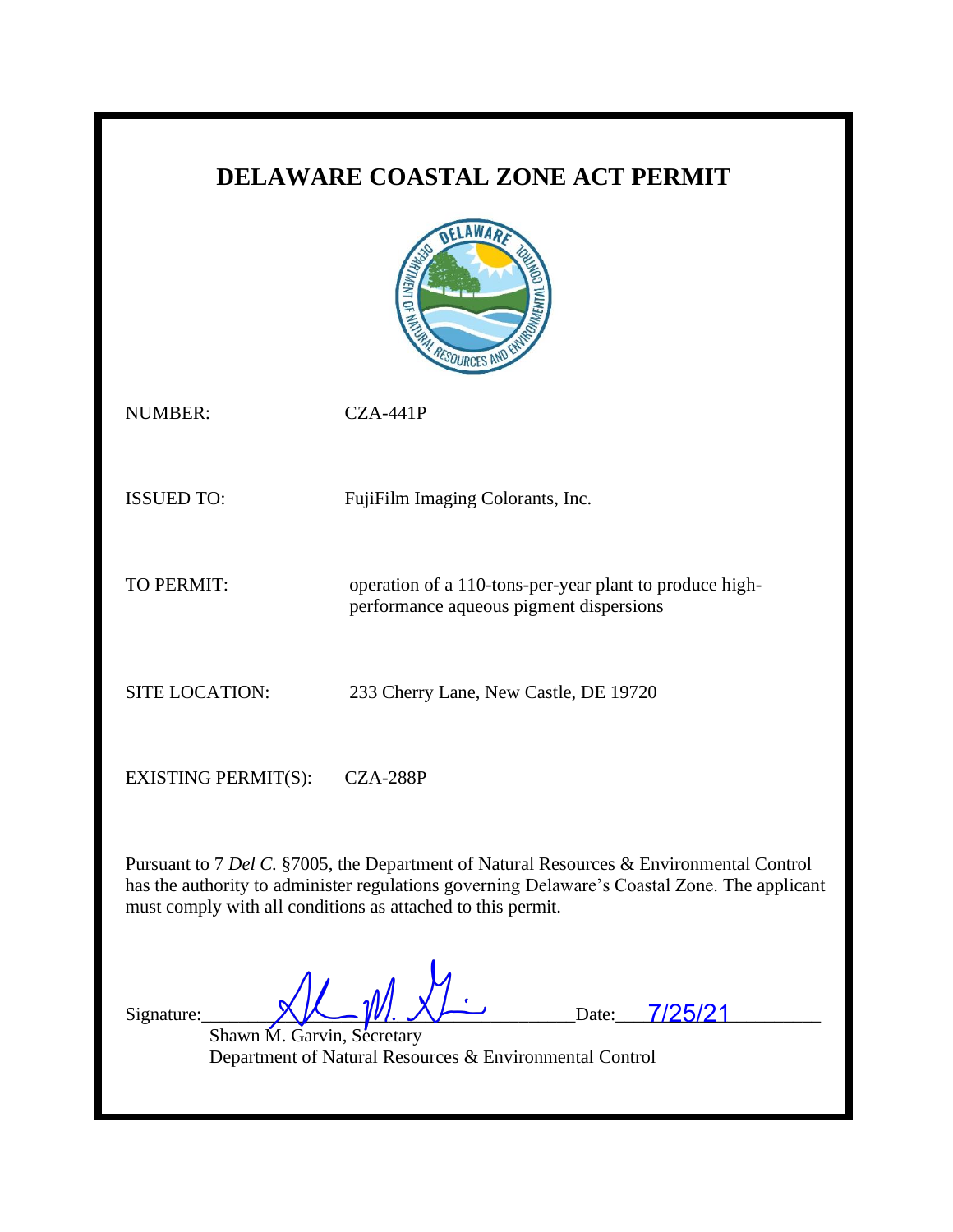# DELAWARE COASTAL ZONE ACT PERMIT

| | |
|---|---|
| NUMBER: | CZA-441P |
| ISSUED TO: | FujiFilm Imaging Colorants, Inc. |
| TO PERMIT: | operation of a 110-tons-per-year plant to produce high-performance aqueous pigment dispersions |
| SITE LOCATION: | 233 Cherry Lane, New Castle, DE 19720 |
| EXISTING PERMIT(S): | CZA-288P |

Pursuant to 7 *Del C.* §7005, the Department of Natural Resources & Environmental Control has the authority to administer regulations governing Delaware's Coastal Zone. The applicant must comply with all conditions as attached to this permit.

Signature:______________________________ Date: 7/25/21

Shawn M. Garvin, Secretary
Department of Natural Resources & Environmental Control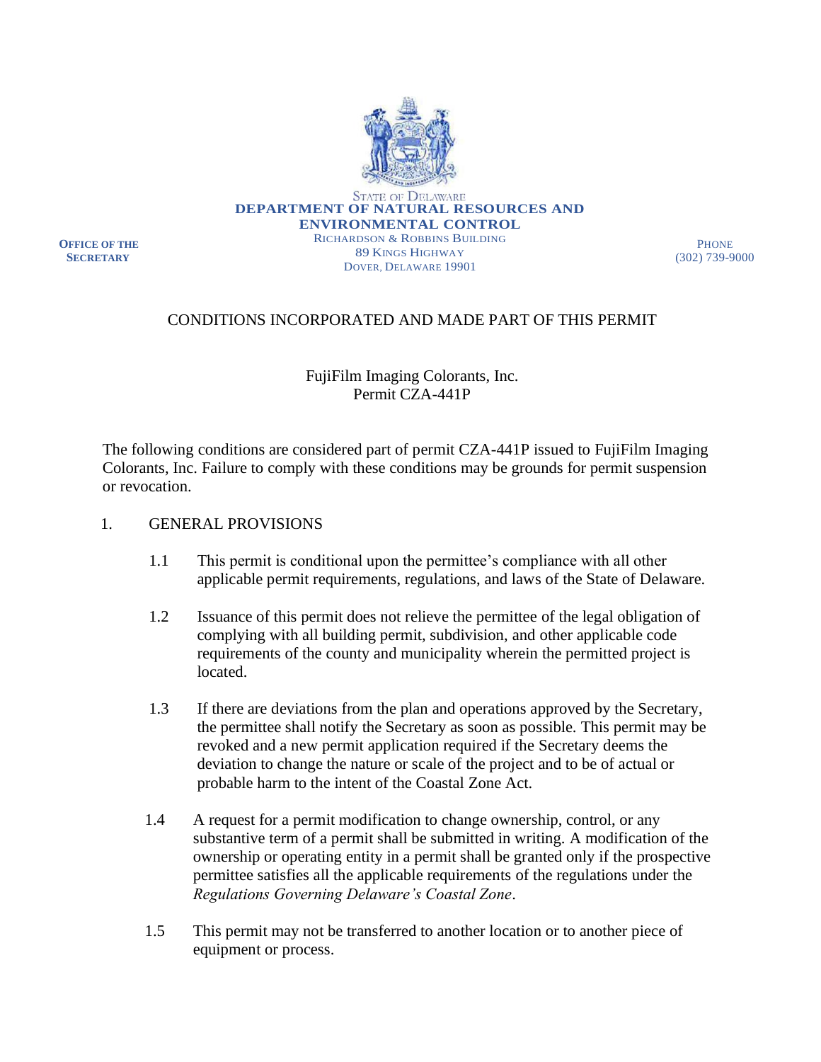STATE OF DELAWARE
**DEPARTMENT OF NATURAL RESOURCES AND ENVIRONMENTAL CONTROL**
RICHARDSON & ROBBINS BUILDING
89 KINGS HIGHWAY
DOVER, DELAWARE 19901

**OFFICE OF THE SECRETARY**

PHONE
(302) 739-9000

CONDITIONS INCORPORATED AND MADE PART OF THIS PERMIT

FujiFilm Imaging Colorants, Inc.
Permit CZA-441P

The following conditions are considered part of permit CZA-441P issued to FujiFilm Imaging Colorants, Inc. Failure to comply with these conditions may be grounds for permit suspension or revocation.

1. GENERAL PROVISIONS

1.1 This permit is conditional upon the permittee's compliance with all other applicable permit requirements, regulations, and laws of the State of Delaware.

1.2 Issuance of this permit does not relieve the permittee of the legal obligation of complying with all building permit, subdivision, and other applicable code requirements of the county and municipality wherein the permitted project is located.

1.3 If there are deviations from the plan and operations approved by the Secretary, the permittee shall notify the Secretary as soon as possible. This permit may be revoked and a new permit application required if the Secretary deems the deviation to change the nature or scale of the project and to be of actual or probable harm to the intent of the Coastal Zone Act.

1.4 A request for a permit modification to change ownership, control, or any substantive term of a permit shall be submitted in writing. A modification of the ownership or operating entity in a permit shall be granted only if the prospective permittee satisfies all the applicable requirements of the regulations under the *Regulations Governing Delaware's Coastal Zone*.

1.5 This permit may not be transferred to another location or to another piece of equipment or process.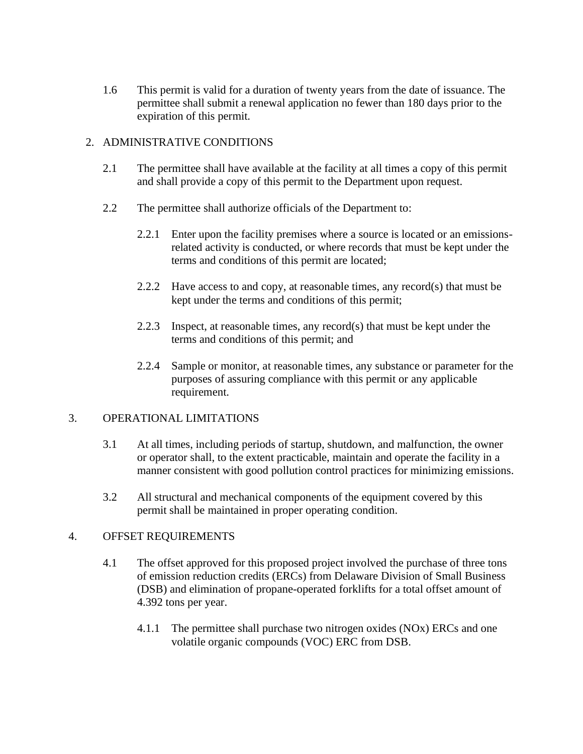1.6 This permit is valid for a duration of twenty years from the date of issuance. The permittee shall submit a renewal application no fewer than 180 days prior to the expiration of this permit.

## 2. ADMINISTRATIVE CONDITIONS

2.1 The permittee shall have available at the facility at all times a copy of this permit and shall provide a copy of this permit to the Department upon request.

2.2 The permittee shall authorize officials of the Department to:

2.2.1 Enter upon the facility premises where a source is located or an emissions-related activity is conducted, or where records that must be kept under the terms and conditions of this permit are located;

2.2.2 Have access to and copy, at reasonable times, any record(s) that must be kept under the terms and conditions of this permit;

2.2.3 Inspect, at reasonable times, any record(s) that must be kept under the terms and conditions of this permit; and

2.2.4 Sample or monitor, at reasonable times, any substance or parameter for the purposes of assuring compliance with this permit or any applicable requirement.

## 3. OPERATIONAL LIMITATIONS

3.1 At all times, including periods of startup, shutdown, and malfunction, the owner or operator shall, to the extent practicable, maintain and operate the facility in a manner consistent with good pollution control practices for minimizing emissions.

3.2 All structural and mechanical components of the equipment covered by this permit shall be maintained in proper operating condition.

## 4. OFFSET REQUIREMENTS

4.1 The offset approved for this proposed project involved the purchase of three tons of emission reduction credits (ERCs) from Delaware Division of Small Business (DSB) and elimination of propane-operated forklifts for a total offset amount of 4.392 tons per year.

4.1.1 The permittee shall purchase two nitrogen oxides ($NO_x$) ERCs and one volatile organic compounds (VOC) ERC from DSB.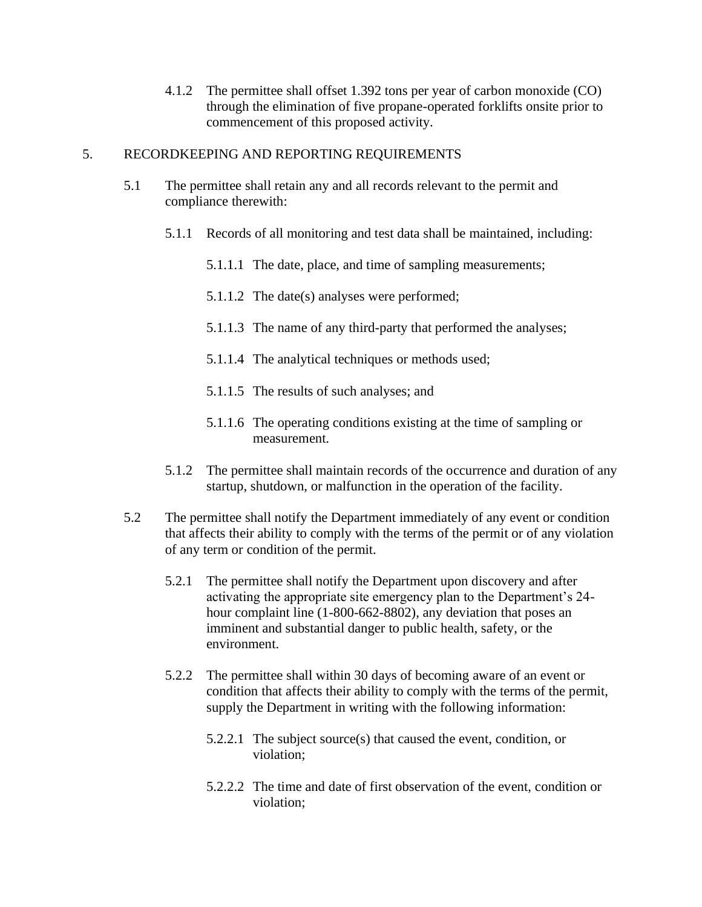4.1.2 The permittee shall offset 1.392 tons per year of carbon monoxide (CO) through the elimination of five propane-operated forklifts onsite prior to commencement of this proposed activity.

## 5. RECORDKEEPING AND REPORTING REQUIREMENTS

5.1 The permittee shall retain any and all records relevant to the permit and compliance therewith:

5.1.1 Records of all monitoring and test data shall be maintained, including:

5.1.1.1 The date, place, and time of sampling measurements;

5.1.1.2 The date(s) analyses were performed;

5.1.1.3 The name of any third-party that performed the analyses;

5.1.1.4 The analytical techniques or methods used;

5.1.1.5 The results of such analyses; and

5.1.1.6 The operating conditions existing at the time of sampling or measurement.

5.1.2 The permittee shall maintain records of the occurrence and duration of any startup, shutdown, or malfunction in the operation of the facility.

5.2 The permittee shall notify the Department immediately of any event or condition that affects their ability to comply with the terms of the permit or of any violation of any term or condition of the permit.

5.2.1 The permittee shall notify the Department upon discovery and after activating the appropriate site emergency plan to the Department's 24-hour complaint line (1-800-662-8802), any deviation that poses an imminent and substantial danger to public health, safety, or the environment.

5.2.2 The permittee shall within 30 days of becoming aware of an event or condition that affects their ability to comply with the terms of the permit, supply the Department in writing with the following information:

5.2.2.1 The subject source(s) that caused the event, condition, or violation;

5.2.2.2 The time and date of first observation of the event, condition or violation;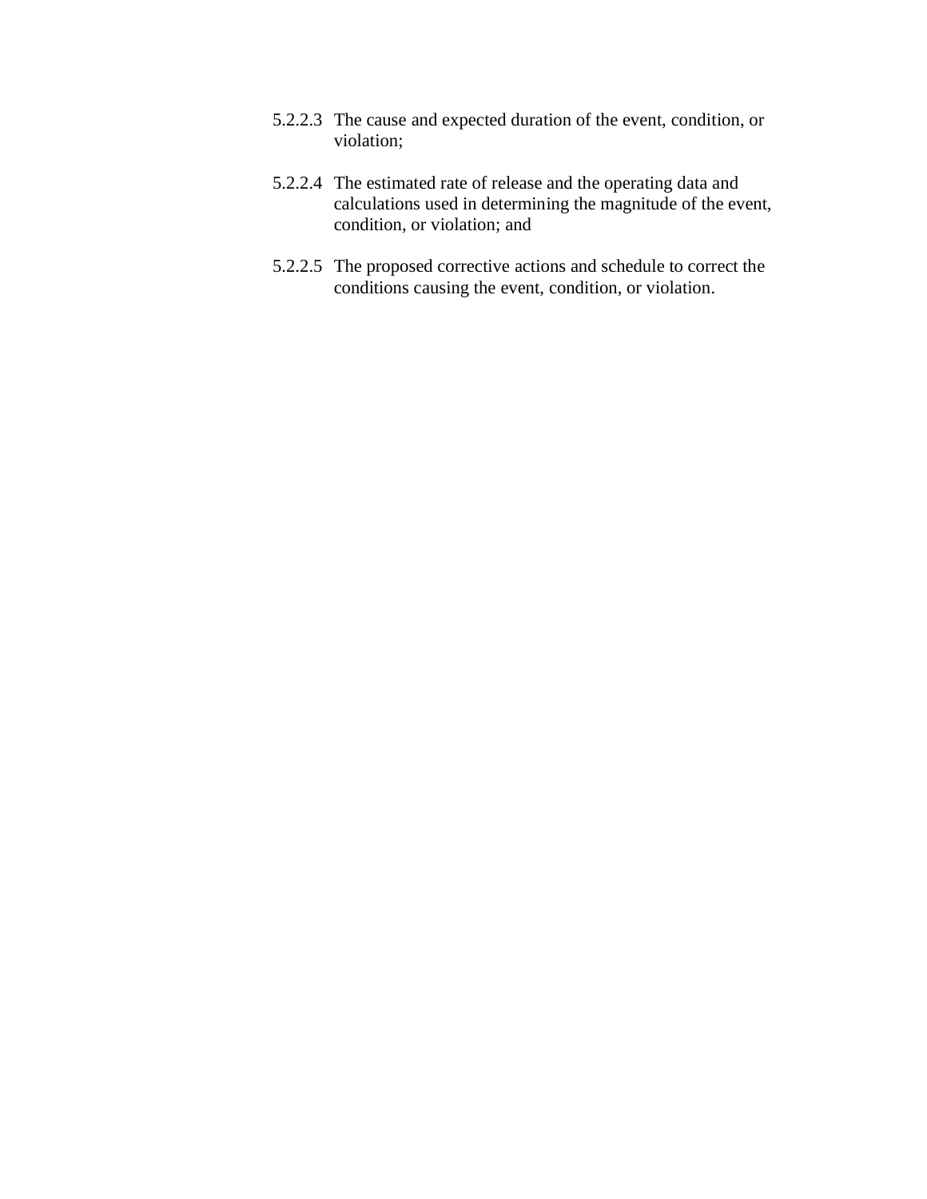5.2.2.3 The cause and expected duration of the event, condition, or violation;

5.2.2.4 The estimated rate of release and the operating data and calculations used in determining the magnitude of the event, condition, or violation; and

5.2.2.5 The proposed corrective actions and schedule to correct the conditions causing the event, condition, or violation.